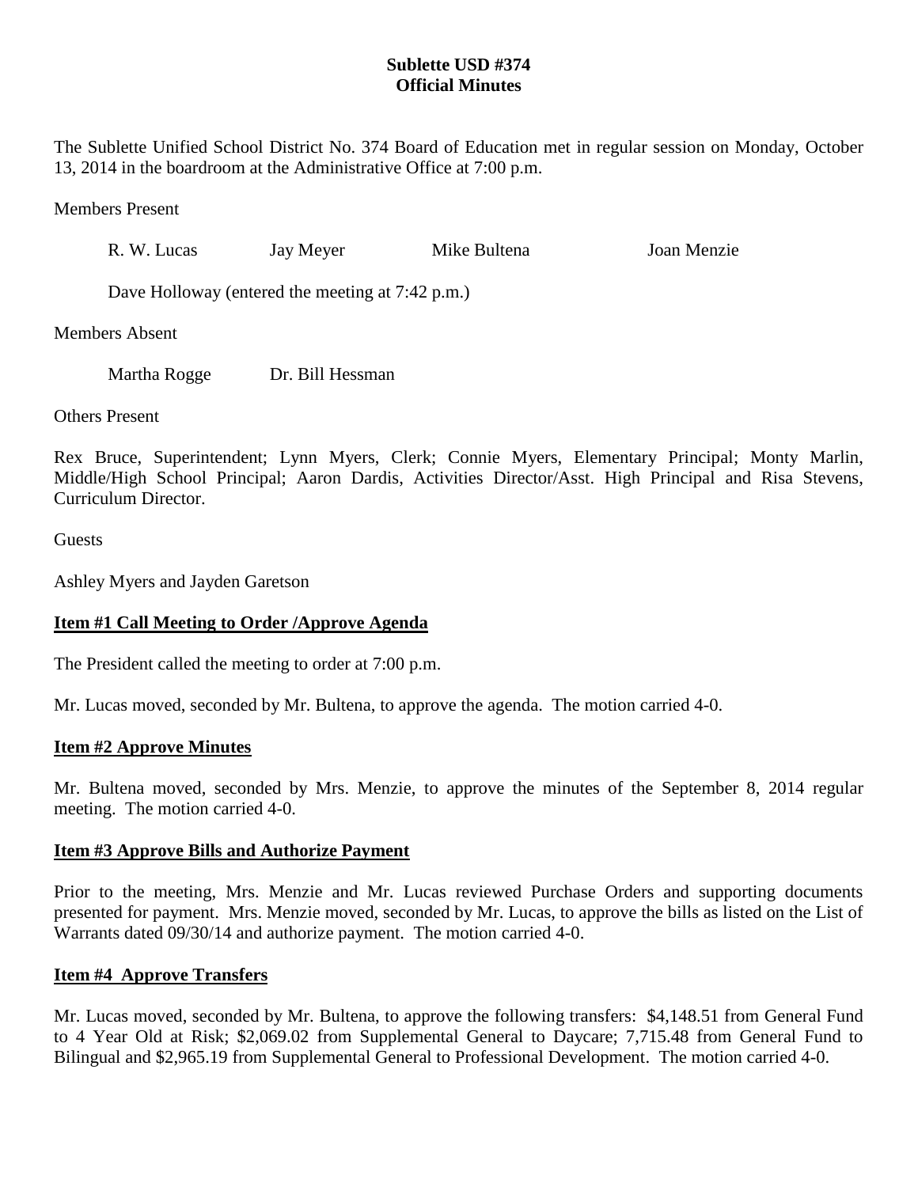**Sublette USD #374**
**Official Minutes**

The Sublette Unified School District No. 374 Board of Education met in regular session on Monday, October 13, 2014 in the boardroom at the Administrative Office at 7:00 p.m.

Members Present

R. W. Lucas    Jay Meyer    Mike Bultena    Joan Menzie

Dave Holloway (entered the meeting at 7:42 p.m.)

Members Absent

Martha Rogge    Dr. Bill Hessman

Others Present

Rex Bruce, Superintendent; Lynn Myers, Clerk; Connie Myers, Elementary Principal; Monty Marlin, Middle/High School Principal; Aaron Dardis, Activities Director/Asst. High Principal and Risa Stevens, Curriculum Director.

Guests

Ashley Myers and Jayden Garetson

**Item #1 Call Meeting to Order /Approve Agenda**

The President called the meeting to order at 7:00 p.m.

Mr. Lucas moved, seconded by Mr. Bultena, to approve the agenda. The motion carried 4-0.

**Item #2 Approve Minutes**

Mr. Bultena moved, seconded by Mrs. Menzie, to approve the minutes of the September 8, 2014 regular meeting. The motion carried 4-0.

**Item #3 Approve Bills and Authorize Payment**

Prior to the meeting, Mrs. Menzie and Mr. Lucas reviewed Purchase Orders and supporting documents presented for payment. Mrs. Menzie moved, seconded by Mr. Lucas, to approve the bills as listed on the List of Warrants dated 09/30/14 and authorize payment. The motion carried 4-0.

**Item #4 Approve Transfers**

Mr. Lucas moved, seconded by Mr. Bultena, to approve the following transfers: $4,148.51 from General Fund to 4 Year Old at Risk; $2,069.02 from Supplemental General to Daycare; 7,715.48 from General Fund to Bilingual and $2,965.19 from Supplemental General to Professional Development. The motion carried 4-0.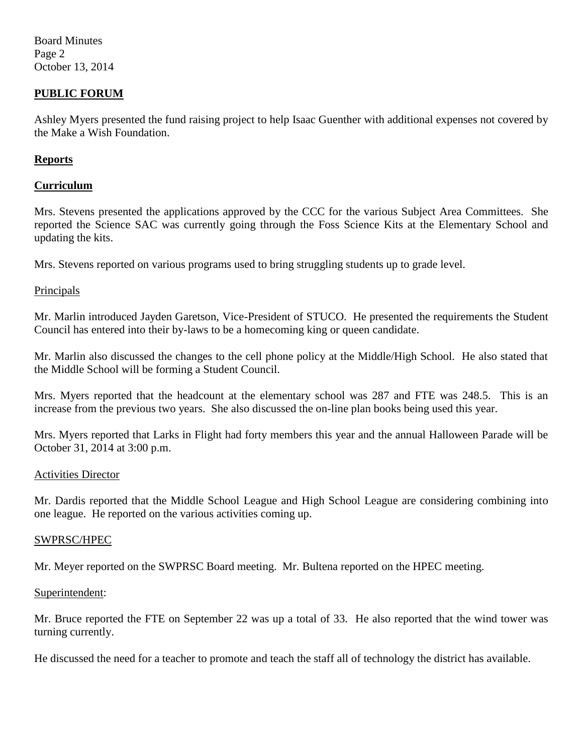## PUBLIC FORUM

Ashley Myers presented the fund raising project to help Isaac Guenther with additional expenses not covered by the Make a Wish Foundation.

## Reports

## Curriculum

Mrs. Stevens presented the applications approved by the CCC for the various Subject Area Committees. She reported the Science SAC was currently going through the Foss Science Kits at the Elementary School and updating the kits.

Mrs. Stevens reported on various programs used to bring struggling students up to grade level.

### Principals

Mr. Marlin introduced Jayden Garetson, Vice-President of STUCO. He presented the requirements the Student Council has entered into their by-laws to be a homecoming king or queen candidate.

Mr. Marlin also discussed the changes to the cell phone policy at the Middle/High School. He also stated that the Middle School will be forming a Student Council.

Mrs. Myers reported that the headcount at the elementary school was 287 and FTE was 248.5. This is an increase from the previous two years. She also discussed the on-line plan books being used this year.

Mrs. Myers reported that Larks in Flight had forty members this year and the annual Halloween Parade will be October 31, 2014 at 3:00 p.m.

### Activities Director

Mr. Dardis reported that the Middle School League and High School League are considering combining into one league. He reported on the various activities coming up.

### SWPRSC/HPEC

Mr. Meyer reported on the SWPRSC Board meeting. Mr. Bultena reported on the HPEC meeting.

### Superintendent:

Mr. Bruce reported the FTE on September 22 was up a total of 33. He also reported that the wind tower was turning currently.

He discussed the need for a teacher to promote and teach the staff all of technology the district has available.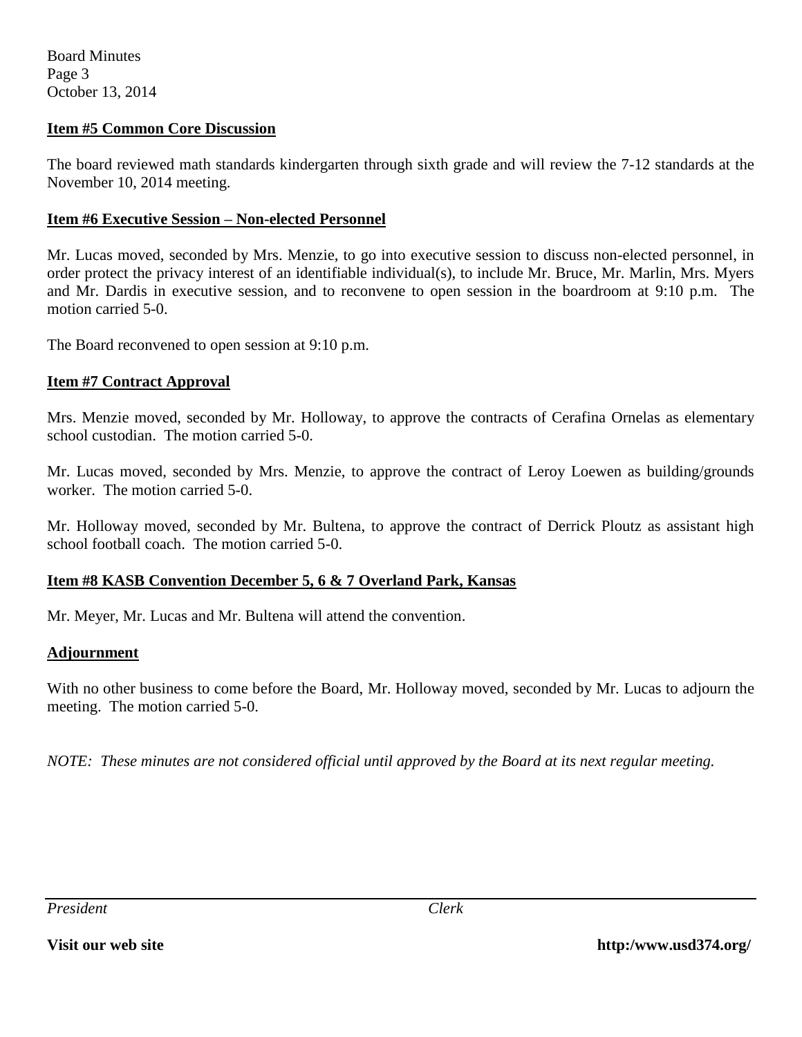**Item #5 Common Core Discussion**

The board reviewed math standards kindergarten through sixth grade and will review the 7-12 standards at the November 10, 2014 meeting.

**Item #6 Executive Session – Non-elected Personnel**

Mr. Lucas moved, seconded by Mrs. Menzie, to go into executive session to discuss non-elected personnel, in order protect the privacy interest of an identifiable individual(s), to include Mr. Bruce, Mr. Marlin, Mrs. Myers and Mr. Dardis in executive session, and to reconvene to open session in the boardroom at 9:10 p.m. The motion carried 5-0.

The Board reconvened to open session at 9:10 p.m.

**Item #7 Contract Approval**

Mrs. Menzie moved, seconded by Mr. Holloway, to approve the contracts of Cerafina Ornelas as elementary school custodian. The motion carried 5-0.

Mr. Lucas moved, seconded by Mrs. Menzie, to approve the contract of Leroy Loewen as building/grounds worker. The motion carried 5-0.

Mr. Holloway moved, seconded by Mr. Bultena, to approve the contract of Derrick Ploutz as assistant high school football coach. The motion carried 5-0.

**Item #8 KASB Convention December 5, 6 & 7 Overland Park, Kansas**

Mr. Meyer, Mr. Lucas and Mr. Bultena will attend the convention.

**Adjournment**

With no other business to come before the Board, Mr. Holloway moved, seconded by Mr. Lucas to adjourn the meeting. The motion carried 5-0.

*NOTE: These minutes are not considered official until approved by the Board at its next regular meeting.*

*President* *Clerk*

**Visit our web site** **http:/www.usd374.org/**